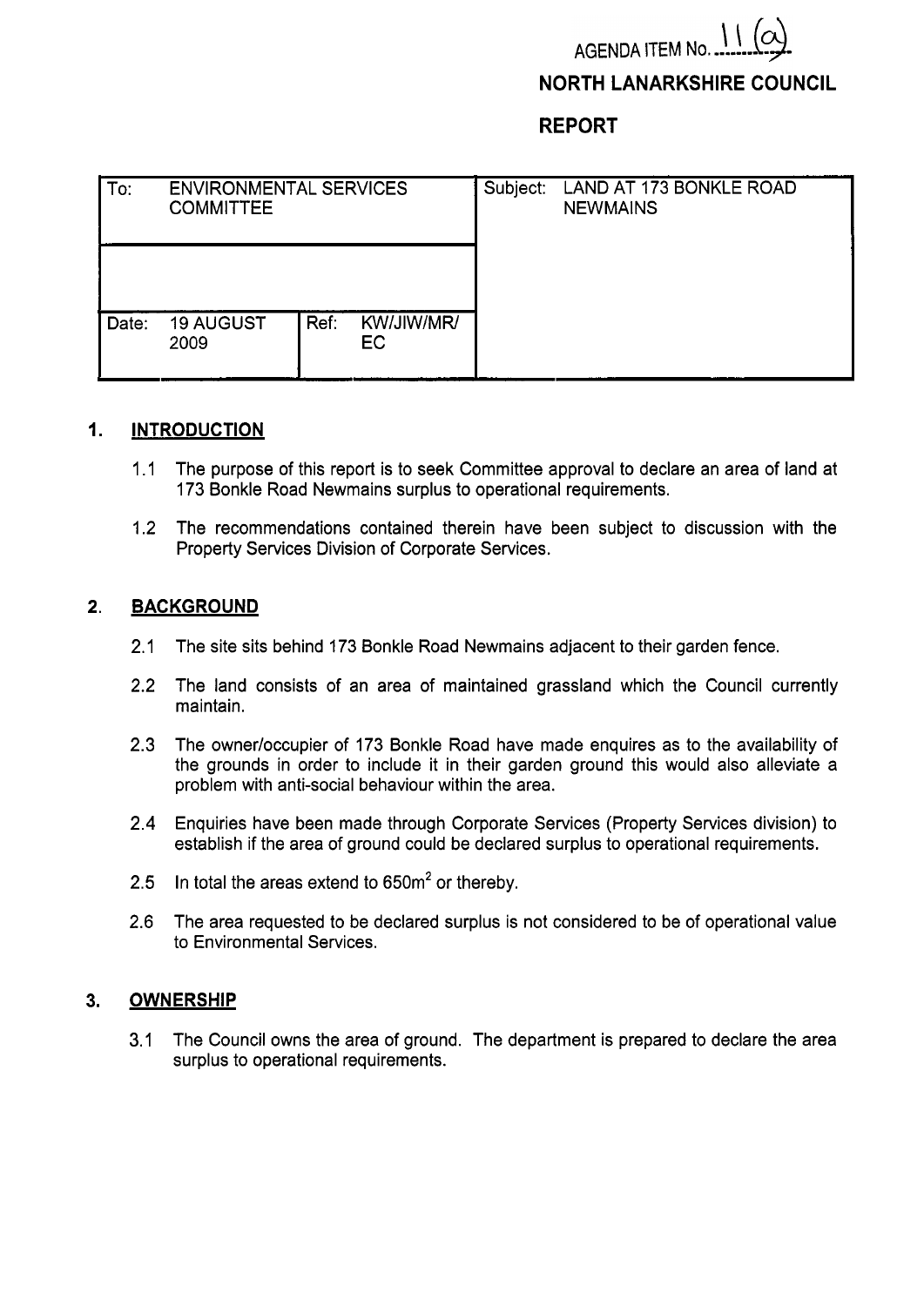AGENDA ITEM No. 11 (a)

**NORTH LANARKSHIRE COUNCIL**

**REPORT**

| To: ENVIRONMENTAL SERVICES COMMITTEE | | | | Subject: LAND AT 173 BONKLE ROAD NEWMAINS |
|---|---|---|---|---|
| | | | | |
| Date: | 19 AUGUST 2009 | Ref: | KW/JIW/MR/EC | |

## 1. INTRODUCTION

1.1 The purpose of this report is to seek Committee approval to declare an area of land at 173 Bonkle Road Newmains surplus to operational requirements.

1.2 The recommendations contained therein have been subject to discussion with the Property Services Division of Corporate Services.

## 2. BACKGROUND

2.1 The site sits behind 173 Bonkle Road Newmains adjacent to their garden fence.

2.2 The land consists of an area of maintained grassland which the Council currently maintain.

2.3 The owner/occupier of 173 Bonkle Road have made enquires as to the availability of the grounds in order to include it in their garden ground this would also alleviate a problem with anti-social behaviour within the area.

2.4 Enquiries have been made through Corporate Services (Property Services division) to establish if the area of ground could be declared surplus to operational requirements.

2.5 In total the areas extend to $650m^2$ or thereby.

2.6 The area requested to be declared surplus is not considered to be of operational value to Environmental Services.

## 3. OWNERSHIP

3.1 The Council owns the area of ground. The department is prepared to declare the area surplus to operational requirements.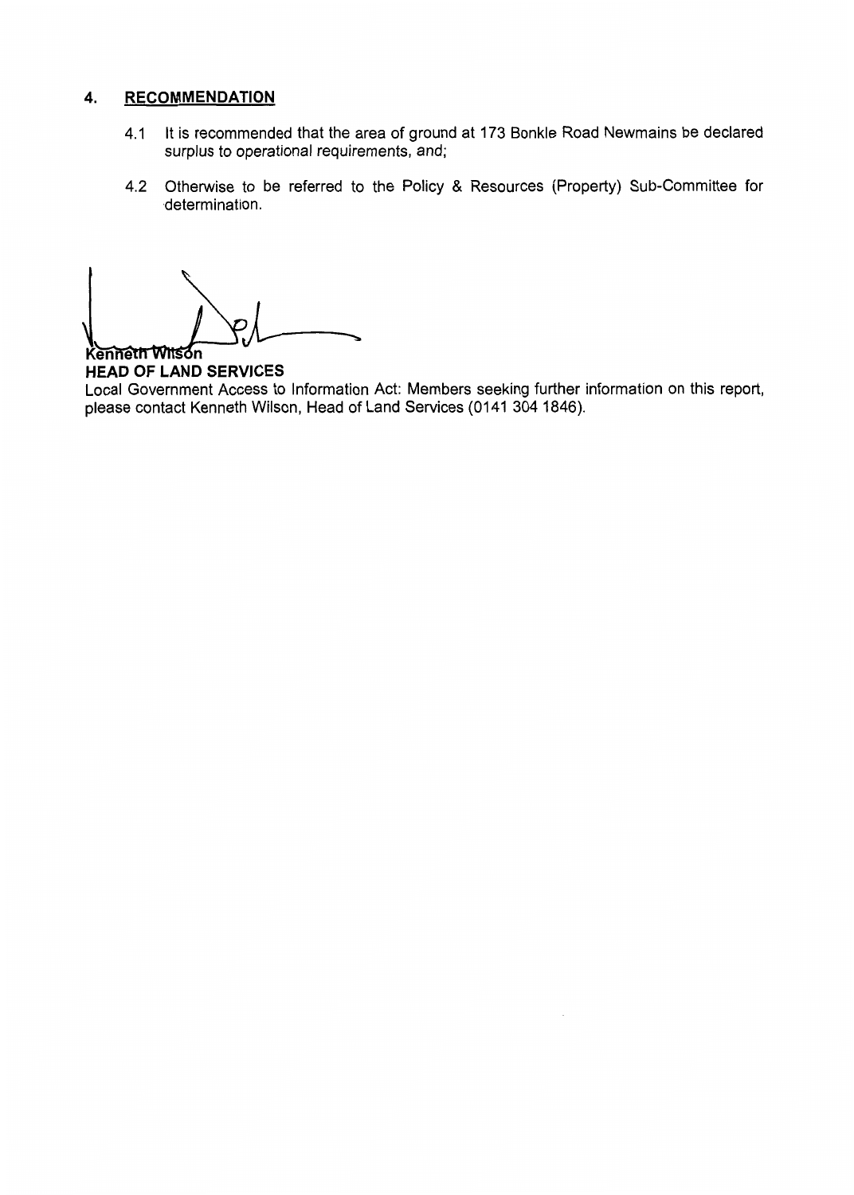## 4. RECOMMENDATION

4.1 It is recommended that the area of ground at 173 Bonkle Road Newmains be declared surplus to operational requirements, and;

4.2 Otherwise to be referred to the Policy & Resources (Property) Sub-Committee for determination.

Kenneth Wilson
**HEAD OF LAND SERVICES**
Local Government Access to Information Act: Members seeking further information on this report, please contact Kenneth Wilson, Head of Land Services (0141 304 1846).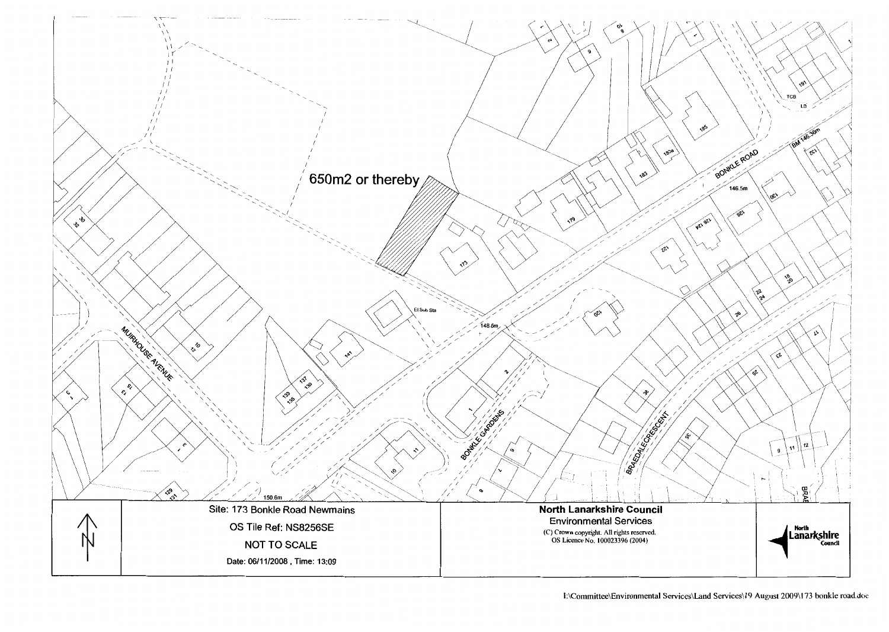650m2 or thereby

BONKLE ROAD

MUIRHOUSE AVENUE

BONKLE GARDENS

BRAEDALE CRESCENT

El Sub Sta

148.6m

146.5m

150.6m

BM 146.36m

TCB

LB

| | | |
|---|---|---|
| Site: 173 Bonkle Road Newmains | **North Lanarkshire Council** | North Lanarkshire Council |
| OS Tile Ref: NS8256SE | Environmental Services | |
| NOT TO SCALE | (C) Crown copyright. All rights reserved. | |
| Date: 06/11/2008 , Time: 13:09 | OS Licence No. 100023396 (2004) | |

I:\Committee\Environmental Services\Land Services\19 August 2009\173 bonkle road.doc